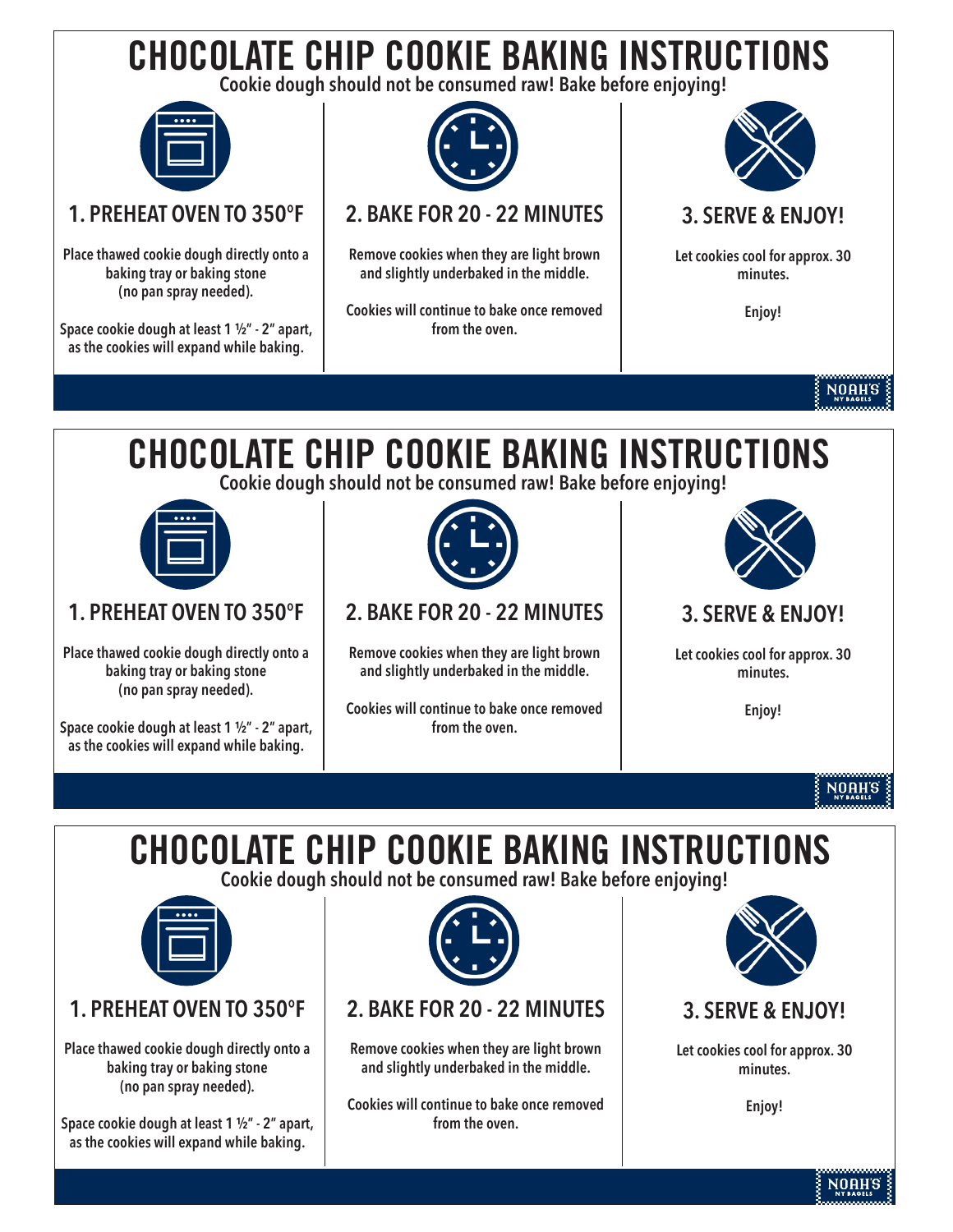# CHOCOLATE CHIP COOKIE BAKING INSTRUCTIONS

**Cookie dough should not be consumed raw! Bake before enjoying!**

## 1. PREHEAT OVEN TO 350°F

**Place thawed cookie dough directly onto a baking tray or baking stone (no pan spray needed).**

**Space cookie dough at least 1 ½" - 2" apart, as the cookies will expand while baking.**

## 2. BAKE FOR 20 - 22 MINUTES

**Remove cookies when they are light brown and slightly underbaked in the middle.**

**Cookies will continue to bake once removed from the oven.**

## 3. SERVE & ENJOY!

**Let cookies cool for approx. 30 minutes.**

**Enjoy!**

NOAH'S NY BAGELS

# CHOCOLATE CHIP COOKIE BAKING INSTRUCTIONS

**Cookie dough should not be consumed raw! Bake before enjoying!**

## 1. PREHEAT OVEN TO 350°F

**Place thawed cookie dough directly onto a baking tray or baking stone (no pan spray needed).**

**Space cookie dough at least 1 ½" - 2" apart, as the cookies will expand while baking.**

## 2. BAKE FOR 20 - 22 MINUTES

**Remove cookies when they are light brown and slightly underbaked in the middle.**

**Cookies will continue to bake once removed from the oven.**

## 3. SERVE & ENJOY!

**Let cookies cool for approx. 30 minutes.**

**Enjoy!**

NOAH'S NY BAGELS

# CHOCOLATE CHIP COOKIE BAKING INSTRUCTIONS

**Cookie dough should not be consumed raw! Bake before enjoying!**

## 1. PREHEAT OVEN TO 350°F

**Place thawed cookie dough directly onto a baking tray or baking stone (no pan spray needed).**

**Space cookie dough at least 1 ½" - 2" apart, as the cookies will expand while baking.**

## 2. BAKE FOR 20 - 22 MINUTES

**Remove cookies when they are light brown and slightly underbaked in the middle.**

**Cookies will continue to bake once removed from the oven.**

## 3. SERVE & ENJOY!

**Let cookies cool for approx. 30 minutes.**

**Enjoy!**

NOAH'S NY BAGELS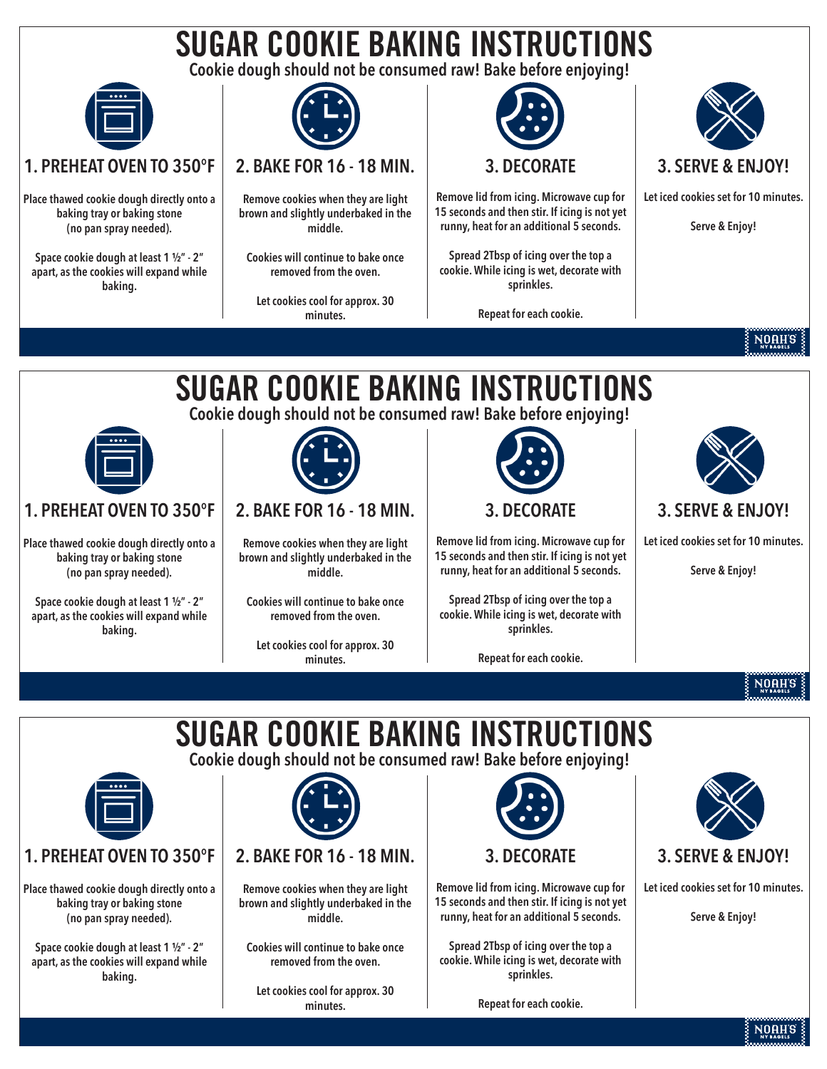# SUGAR COOKIE BAKING INSTRUCTIONS

**Cookie dough should not be consumed raw! Bake before enjoying!**

## 1. PREHEAT OVEN TO 350°F

**Place thawed cookie dough directly onto a baking tray or baking stone (no pan spray needed).**

**Space cookie dough at least 1 ½" - 2" apart, as the cookies will expand while baking.**

## 2. BAKE FOR 16 - 18 MIN.

**Remove cookies when they are light brown and slightly underbaked in the middle.**

**Cookies will continue to bake once removed from the oven.**

**Let cookies cool for approx. 30 minutes.**

## 3. DECORATE

**Remove lid from icing. Microwave cup for 15 seconds and then stir. If icing is not yet runny, heat for an additional 5 seconds.**

**Spread 2Tbsp of icing over the top a cookie. While icing is wet, decorate with sprinkles.**

**Repeat for each cookie.**

## 3. SERVE & ENJOY!

**Let iced cookies set for 10 minutes.**

**Serve & Enjoy!**

NOAH'S NY BAGELS

# SUGAR COOKIE BAKING INSTRUCTIONS

**Cookie dough should not be consumed raw! Bake before enjoying!**

## 1. PREHEAT OVEN TO 350°F

**Place thawed cookie dough directly onto a baking tray or baking stone (no pan spray needed).**

**Space cookie dough at least 1 ½" - 2" apart, as the cookies will expand while baking.**

## 2. BAKE FOR 16 - 18 MIN.

**Remove cookies when they are light brown and slightly underbaked in the middle.**

**Cookies will continue to bake once removed from the oven.**

**Let cookies cool for approx. 30 minutes.**

## 3. DECORATE

**Remove lid from icing. Microwave cup for 15 seconds and then stir. If icing is not yet runny, heat for an additional 5 seconds.**

**Spread 2Tbsp of icing over the top a cookie. While icing is wet, decorate with sprinkles.**

**Repeat for each cookie.**

## 3. SERVE & ENJOY!

**Let iced cookies set for 10 minutes.**

**Serve & Enjoy!**

NOAH'S NY BAGELS

# SUGAR COOKIE BAKING INSTRUCTIONS

**Cookie dough should not be consumed raw! Bake before enjoying!**

## 1. PREHEAT OVEN TO 350°F

**Place thawed cookie dough directly onto a baking tray or baking stone (no pan spray needed).**

**Space cookie dough at least 1 ½" - 2" apart, as the cookies will expand while baking.**

## 2. BAKE FOR 16 - 18 MIN.

**Remove cookies when they are light brown and slightly underbaked in the middle.**

**Cookies will continue to bake once removed from the oven.**

**Let cookies cool for approx. 30 minutes.**

## 3. DECORATE

**Remove lid from icing. Microwave cup for 15 seconds and then stir. If icing is not yet runny, heat for an additional 5 seconds.**

**Spread 2Tbsp of icing over the top a cookie. While icing is wet, decorate with sprinkles.**

**Repeat for each cookie.**

## 3. SERVE & ENJOY!

**Let iced cookies set for 10 minutes.**

**Serve & Enjoy!**

NOAH'S NY BAGELS